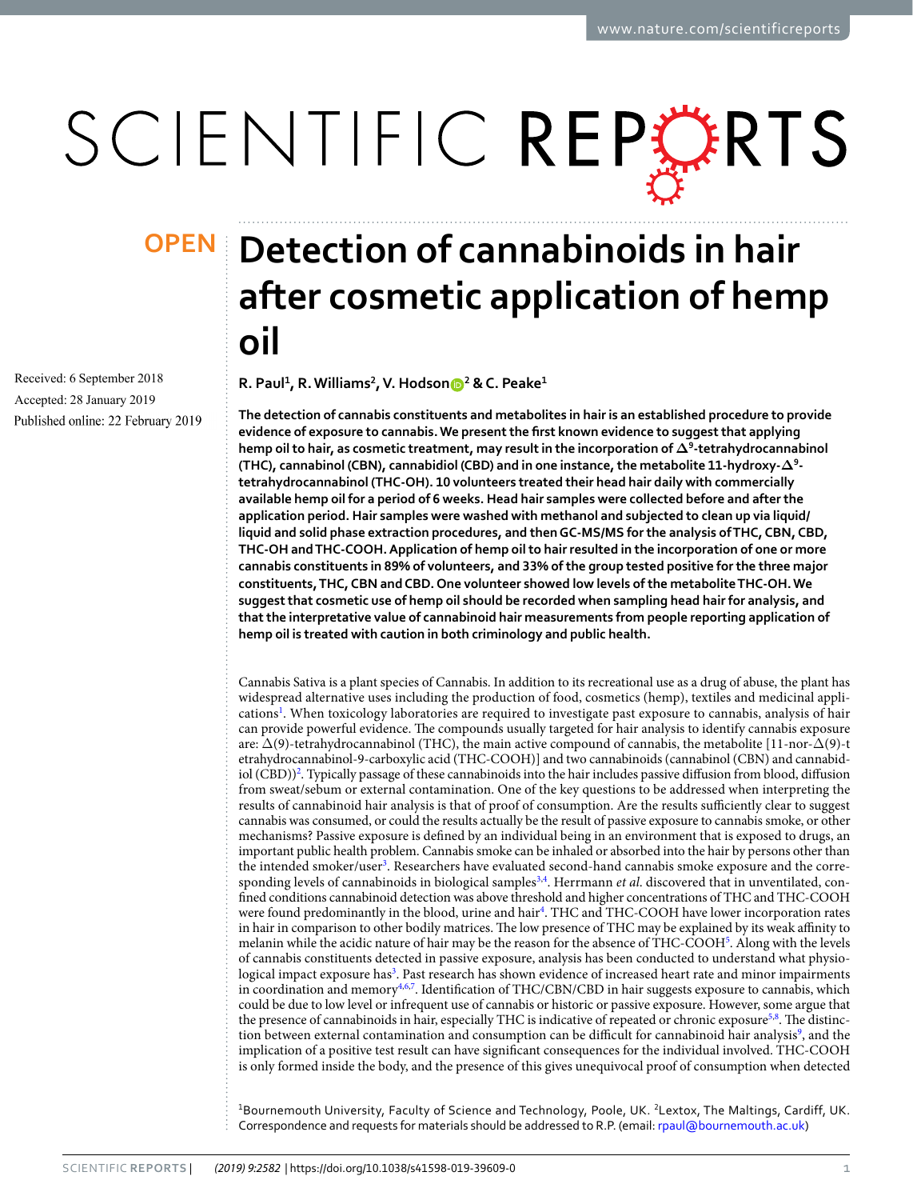# Detection of cannabinoids in hair after cosmetic application of hemp oil

**OPEN**

Received: 6 September 2018

Accepted: 28 January 2019

Published online: 22 February 2019

**R. Paul[1], R. Williams[2], V. Hodson[2] & C. Peake[1]**

**The detection of cannabis constituents and metabolites in hair is an established procedure to provide evidence of exposure to cannabis. We present the first known evidence to suggest that applying hemp oil to hair, as cosmetic treatment, may result in the incorporation of $\Delta^9$-tetrahydrocannabinol (THC), cannabinol (CBN), cannabidiol (CBD) and in one instance, the metabolite 11-hydroxy-$\Delta^9$-tetrahydrocannabinol (THC-OH). 10 volunteers treated their head hair daily with commercially available hemp oil for a period of 6 weeks. Head hair samples were collected before and after the application period. Hair samples were washed with methanol and subjected to clean up via liquid/liquid and solid phase extraction procedures, and then GC-MS/MS for the analysis of THC, CBN, CBD, THC-OH and THC-COOH. Application of hemp oil to hair resulted in the incorporation of one or more cannabis constituents in 89% of volunteers, and 33% of the group tested positive for the three major constituents, THC, CBN and CBD. One volunteer showed low levels of the metabolite THC-OH. We suggest that cosmetic use of hemp oil should be recorded when sampling head hair for analysis, and that the interpretative value of cannabinoid hair measurements from people reporting application of hemp oil is treated with caution in both criminology and public health.**

Cannabis Sativa is a plant species of Cannabis. In addition to its recreational use as a drug of abuse, the plant has widespread alternative uses including the production of food, cosmetics (hemp), textiles and medicinal applications[1]. When toxicology laboratories are required to investigate past exposure to cannabis, analysis of hair can provide powerful evidence. The compounds usually targeted for hair analysis to identify cannabis exposure are: $\Delta$(9)-tetrahydrocannabinol (THC), the main active compound of cannabis, the metabolite [11-nor-$\Delta$(9)-tetrahydrocannabinol-9-carboxylic acid (THC-COOH)] and two cannabinoids (cannabinol (CBN) and cannabidiol (CBD))[2]. Typically passage of these cannabinoids into the hair includes passive diffusion from blood, diffusion from sweat/sebum or external contamination. One of the key questions to be addressed when interpreting the results of cannabinoid hair analysis is that of proof of consumption. Are the results sufficiently clear to suggest cannabis was consumed, or could the results actually be the result of passive exposure to cannabis smoke, or other mechanisms? Passive exposure is defined by an individual being in an environment that is exposed to drugs, an important public health problem. Cannabis smoke can be inhaled or absorbed into the hair by persons other than the intended smoker/user[3]. Researchers have evaluated second-hand cannabis smoke exposure and the corresponding levels of cannabinoids in biological samples[3,4]. Herrmann *et al*. discovered that in unventilated, confined conditions cannabinoid detection was above threshold and higher concentrations of THC and THC-COOH were found predominantly in the blood, urine and hair[4]. THC and THC-COOH have lower incorporation rates in hair in comparison to other bodily matrices. The low presence of THC may be explained by its weak affinity to melanin while the acidic nature of hair may be the reason for the absence of THC-COOH[5]. Along with the levels of cannabis constituents detected in passive exposure, analysis has been conducted to understand what physiological impact exposure has[3]. Past research has shown evidence of increased heart rate and minor impairments in coordination and memory[4,6,7]. Identification of THC/CBN/CBD in hair suggests exposure to cannabis, which could be due to low level or infrequent use of cannabis or historic or passive exposure. However, some argue that the presence of cannabinoids in hair, especially THC is indicative of repeated or chronic exposure[5,8]. The distinction between external contamination and consumption can be difficult for cannabinoid hair analysis[9], and the implication of a positive test result can have significant consequences for the individual involved. THC-COOH is only formed inside the body, and the presence of this gives unequivocal proof of consumption when detected

[1]Bournemouth University, Faculty of Science and Technology, Poole, UK. [2]Lextox, The Maltings, Cardiff, UK. Correspondence and requests for materials should be addressed to R.P. (email: rpaul@bournemouth.ac.uk)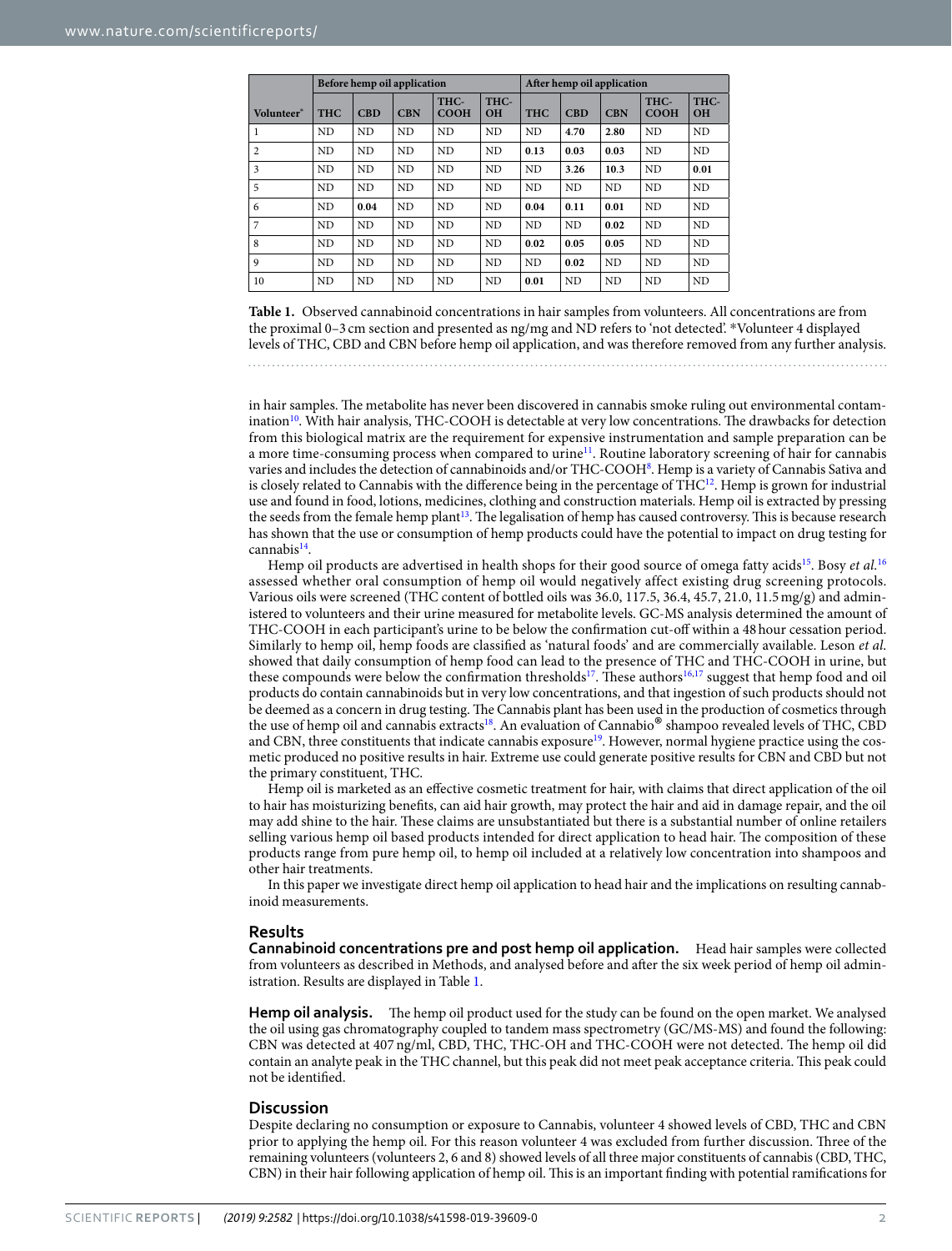| Volunteer* | Before hemp oil application | | | | | After hemp oil application | | | | |
|---|---|---|---|---|---|---|---|---|---|---|
| | THC | CBD | CBN | THC-COOH | THC-OH | THC | CBD | CBN | THC-COOH | THC-OH |
| 1 | ND | ND | ND | ND | ND | ND | **4.70** | **2.80** | ND | ND |
| 2 | ND | ND | ND | ND | ND | **0.13** | **0.03** | **0.03** | ND | ND |
| 3 | ND | ND | ND | ND | ND | ND | **3.26** | **10.3** | ND | **0.01** |
| 5 | ND | ND | ND | ND | ND | ND | ND | ND | ND | ND |
| 6 | ND | **0.04** | ND | ND | ND | **0.04** | **0.11** | **0.01** | ND | ND |
| 7 | ND | ND | ND | ND | ND | ND | ND | **0.02** | ND | ND |
| 8 | ND | ND | ND | ND | ND | **0.02** | **0.05** | **0.05** | ND | ND |
| 9 | ND | ND | ND | ND | ND | ND | **0.02** | ND | ND | ND |
| 10 | ND | ND | ND | ND | ND | **0.01** | ND | ND | ND | ND |

**Table 1.** Observed cannabinoid concentrations in hair samples from volunteers. All concentrations are from the proximal 0–3 cm section and presented as ng/mg and ND refers to 'not detected'. *Volunteer 4 displayed levels of THC, CBD and CBN before hemp oil application, and was therefore removed from any further analysis.

in hair samples. The metabolite has never been discovered in cannabis smoke ruling out environmental contamination[10]. With hair analysis, THC-COOH is detectable at very low concentrations. The drawbacks for detection from this biological matrix are the requirement for expensive instrumentation and sample preparation can be a more time-consuming process when compared to urine[11]. Routine laboratory screening of hair for cannabis varies and includes the detection of cannabinoids and/or THC-COOH[8]. Hemp is a variety of Cannabis Sativa and is closely related to Cannabis with the difference being in the percentage of THC[12]. Hemp is grown for industrial use and found in food, lotions, medicines, clothing and construction materials. Hemp oil is extracted by pressing the seeds from the female hemp plant[13]. The legalisation of hemp has caused controversy. This is because research has shown that the use or consumption of hemp products could have the potential to impact on drug testing for cannabis[14].

Hemp oil products are advertised in health shops for their good source of omega fatty acids[15]. Bosy *et al.*[16] assessed whether oral consumption of hemp oil would negatively affect existing drug screening protocols. Various oils were screened (THC content of bottled oils was 36.0, 117.5, 36.4, 45.7, 21.0, 11.5 mg/g) and administered to volunteers and their urine measured for metabolite levels. GC-MS analysis determined the amount of THC-COOH in each participant's urine to be below the confirmation cut-off within a 48 hour cessation period. Similarly to hemp oil, hemp foods are classified as 'natural foods' and are commercially available. Leson *et al.* showed that daily consumption of hemp food can lead to the presence of THC and THC-COOH in urine, but these compounds were below the confirmation thresholds[17]. These authors[16,17] suggest that hemp food and oil products do contain cannabinoids but in very low concentrations, and that ingestion of such products should not be deemed as a concern in drug testing. The Cannabis plant has been used in the production of cosmetics through the use of hemp oil and cannabis extracts[18]. An evaluation of Cannabio® shampoo revealed levels of THC, CBD and CBN, three constituents that indicate cannabis exposure[19]. However, normal hygiene practice using the cosmetic produced no positive results in hair. Extreme use could generate positive results for CBN and CBD but not the primary constituent, THC.

Hemp oil is marketed as an effective cosmetic treatment for hair, with claims that direct application of the oil to hair has moisturizing benefits, can aid hair growth, may protect the hair and aid in damage repair, and the oil may add shine to the hair. These claims are unsubstantiated but there is a substantial number of online retailers selling various hemp oil based products intended for direct application to head hair. The composition of these products range from pure hemp oil, to hemp oil included at a relatively low concentration into shampoos and other hair treatments.

In this paper we investigate direct hemp oil application to head hair and the implications on resulting cannabinoid measurements.

## Results

**Cannabinoid concentrations pre and post hemp oil application.** Head hair samples were collected from volunteers as described in Methods, and analysed before and after the six week period of hemp oil administration. Results are displayed in Table 1.

**Hemp oil analysis.** The hemp oil product used for the study can be found on the open market. We analysed the oil using gas chromatography coupled to tandem mass spectrometry (GC/MS-MS) and found the following: CBN was detected at 407 ng/ml, CBD, THC, THC-OH and THC-COOH were not detected. The hemp oil did contain an analyte peak in the THC channel, but this peak did not meet peak acceptance criteria. This peak could not be identified.

## Discussion

Despite declaring no consumption or exposure to Cannabis, volunteer 4 showed levels of CBD, THC and CBN prior to applying the hemp oil. For this reason volunteer 4 was excluded from further discussion. Three of the remaining volunteers (volunteers 2, 6 and 8) showed levels of all three major constituents of cannabis (CBD, THC, CBN) in their hair following application of hemp oil. This is an important finding with potential ramifications for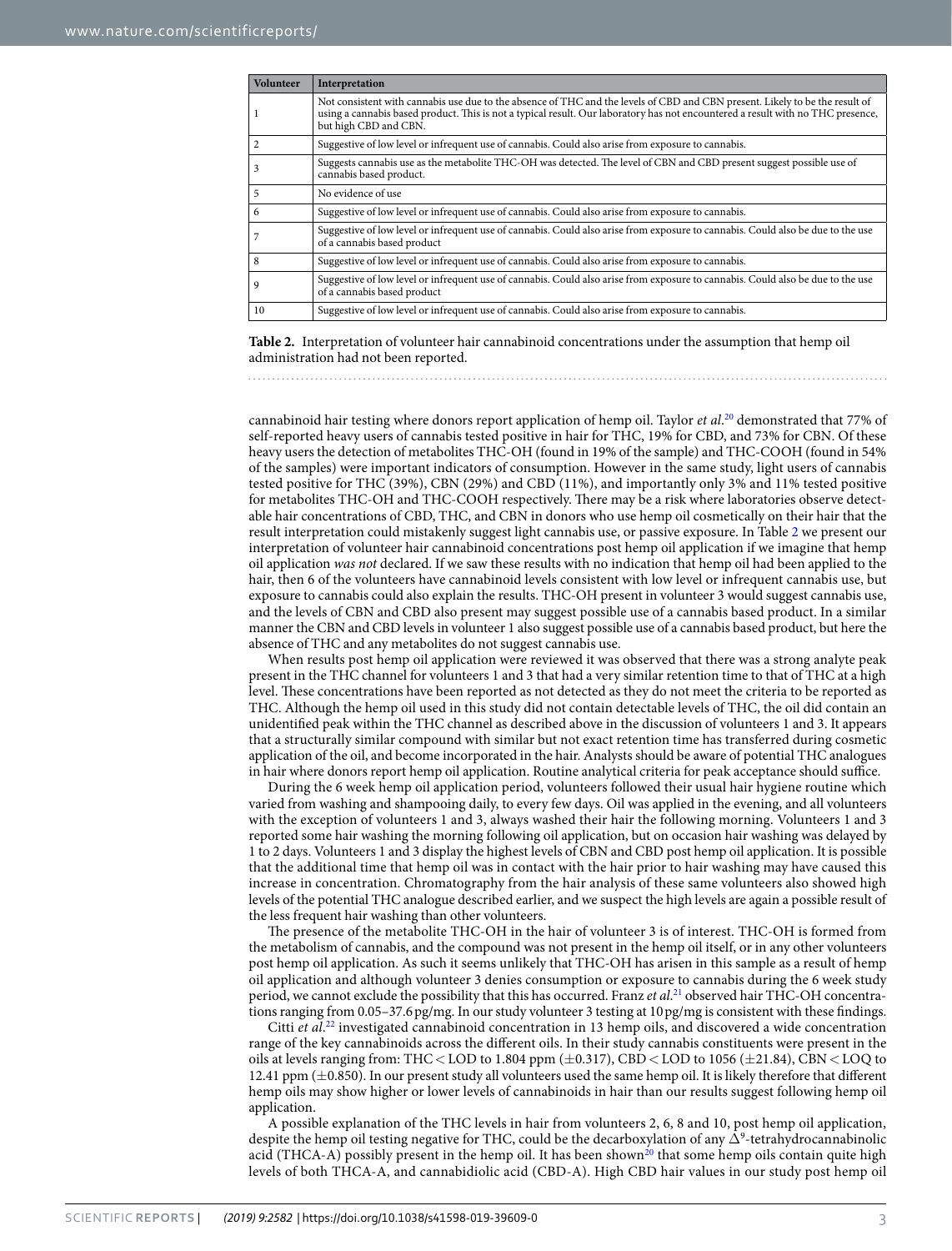| Volunteer | Interpretation |
|---|---|
| 1 | Not consistent with cannabis use due to the absence of THC and the levels of CBD and CBN present. Likely to be the result of using a cannabis based product. This is not a typical result. Our laboratory has not encountered a result with no THC presence, but high CBD and CBN. |
| 2 | Suggestive of low level or infrequent use of cannabis. Could also arise from exposure to cannabis. |
| 3 | Suggests cannabis use as the metabolite THC-OH was detected. The level of CBN and CBD present suggest possible use of cannabis based product. |
| 5 | No evidence of use |
| 6 | Suggestive of low level or infrequent use of cannabis. Could also arise from exposure to cannabis. |
| 7 | Suggestive of low level or infrequent use of cannabis. Could also arise from exposure to cannabis. Could also be due to the use of a cannabis based product |
| 8 | Suggestive of low level or infrequent use of cannabis. Could also arise from exposure to cannabis. |
| 9 | Suggestive of low level or infrequent use of cannabis. Could also arise from exposure to cannabis. Could also be due to the use of a cannabis based product |
| 10 | Suggestive of low level or infrequent use of cannabis. Could also arise from exposure to cannabis. |

**Table 2.** Interpretation of volunteer hair cannabinoid concentrations under the assumption that hemp oil administration had not been reported.

cannabinoid hair testing where donors report application of hemp oil. Taylor *et al.*[20] demonstrated that 77% of self-reported heavy users of cannabis tested positive in hair for THC, 19% for CBD, and 73% for CBN. Of these heavy users the detection of metabolites THC-OH (found in 19% of the sample) and THC-COOH (found in 54% of the samples) were important indicators of consumption. However in the same study, light users of cannabis tested positive for THC (39%), CBN (29%) and CBD (11%), and importantly only 3% and 11% tested positive for metabolites THC-OH and THC-COOH respectively. There may be a risk where laboratories observe detectable hair concentrations of CBD, THC, and CBN in donors who use hemp oil cosmetically on their hair that the result interpretation could mistakenly suggest light cannabis use, or passive exposure. In Table 2 we present our interpretation of volunteer hair cannabinoid concentrations post hemp oil application if we imagine that hemp oil application *was not* declared. If we saw these results with no indication that hemp oil had been applied to the hair, then 6 of the volunteers have cannabinoid levels consistent with low level or infrequent cannabis use, but exposure to cannabis could also explain the results. THC-OH present in volunteer 3 would suggest cannabis use, and the levels of CBN and CBD also present may suggest possible use of a cannabis based product. In a similar manner the CBN and CBD levels in volunteer 1 also suggest possible use of a cannabis based product, but here the absence of THC and any metabolites do not suggest cannabis use.

When results post hemp oil application were reviewed it was observed that there was a strong analyte peak present in the THC channel for volunteers 1 and 3 that had a very similar retention time to that of THC at a high level. These concentrations have been reported as not detected as they do not meet the criteria to be reported as THC. Although the hemp oil used in this study did not contain detectable levels of THC, the oil did contain an unidentified peak within the THC channel as described above in the discussion of volunteers 1 and 3. It appears that a structurally similar compound with similar but not exact retention time has transferred during cosmetic application of the oil, and become incorporated in the hair. Analysts should be aware of potential THC analogues in hair where donors report hemp oil application. Routine analytical criteria for peak acceptance should suffice.

During the 6 week hemp oil application period, volunteers followed their usual hair hygiene routine which varied from washing and shampooing daily, to every few days. Oil was applied in the evening, and all volunteers with the exception of volunteers 1 and 3, always washed their hair the following morning. Volunteers 1 and 3 reported some hair washing the morning following oil application, but on occasion hair washing was delayed by 1 to 2 days. Volunteers 1 and 3 display the highest levels of CBN and CBD post hemp oil application. It is possible that the additional time that hemp oil was in contact with the hair prior to hair washing may have caused this increase in concentration. Chromatography from the hair analysis of these same volunteers also showed high levels of the potential THC analogue described earlier, and we suspect the high levels are again a possible result of the less frequent hair washing than other volunteers.

The presence of the metabolite THC-OH in the hair of volunteer 3 is of interest. THC-OH is formed from the metabolism of cannabis, and the compound was not present in the hemp oil itself, or in any other volunteers post hemp oil application. As such it seems unlikely that THC-OH has arisen in this sample as a result of hemp oil application and although volunteer 3 denies consumption or exposure to cannabis during the 6 week study period, we cannot exclude the possibility that this has occurred. Franz *et al.*[21] observed hair THC-OH concentrations ranging from 0.05–37.6 pg/mg. In our study volunteer 3 testing at 10 pg/mg is consistent with these findings.

Citti *et al.*[22] investigated cannabinoid concentration in 13 hemp oils, and discovered a wide concentration range of the key cannabinoids across the different oils. In their study cannabis constituents were present in the oils at levels ranging from: THC < LOD to 1.804 ppm ($\pm$0.317), CBD < LOD to 1056 ($\pm$21.84), CBN < LOQ to 12.41 ppm ($\pm$0.850). In our present study all volunteers used the same hemp oil. It is likely therefore that different hemp oils may show higher or lower levels of cannabinoids in hair than our results suggest following hemp oil application.

A possible explanation of the THC levels in hair from volunteers 2, 6, 8 and 10, post hemp oil application, despite the hemp oil testing negative for THC, could be the decarboxylation of any $\Delta^9$-tetrahydrocannabinolic acid (THCA-A) possibly present in the hemp oil. It has been shown[20] that some hemp oils contain quite high levels of both THCA-A, and cannabidiolic acid (CBD-A). High CBD hair values in our study post hemp oil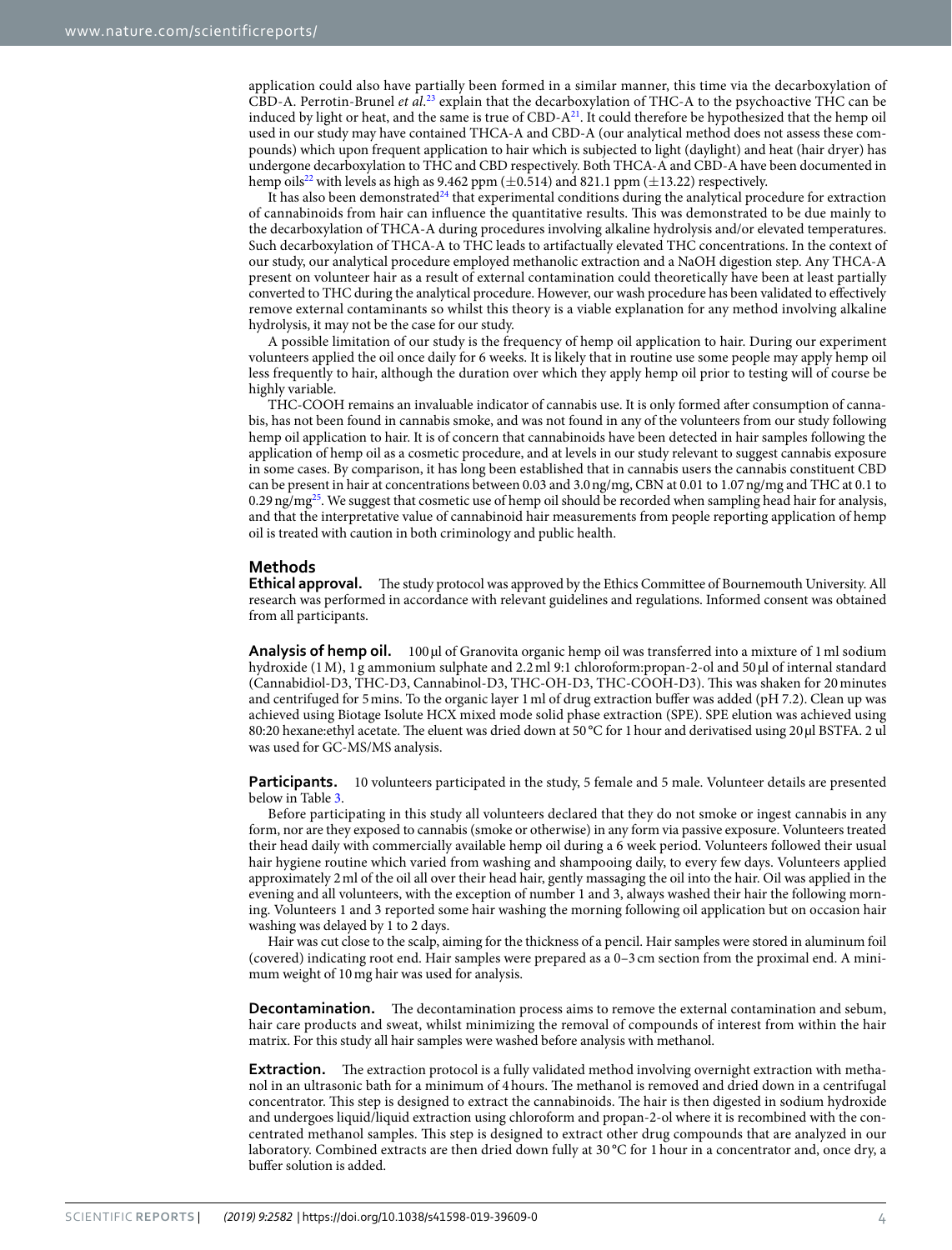application could also have partially been formed in a similar manner, this time via the decarboxylation of CBD-A. Perrotin-Brunel *et al.*[23] explain that the decarboxylation of THC-A to the psychoactive THC can be induced by light or heat, and the same is true of CBD-A[21]. It could therefore be hypothesized that the hemp oil used in our study may have contained THCA-A and CBD-A (our analytical method does not assess these compounds) which upon frequent application to hair which is subjected to light (daylight) and heat (hair dryer) has undergone decarboxylation to THC and CBD respectively. Both THCA-A and CBD-A have been documented in hemp oils[22] with levels as high as 9.462 ppm ($\pm$0.514) and 821.1 ppm ($\pm$13.22) respectively.

It has also been demonstrated[24] that experimental conditions during the analytical procedure for extraction of cannabinoids from hair can influence the quantitative results. This was demonstrated to be due mainly to the decarboxylation of THCA-A during procedures involving alkaline hydrolysis and/or elevated temperatures. Such decarboxylation of THCA-A to THC leads to artifactually elevated THC concentrations. In the context of our study, our analytical procedure employed methanolic extraction and a NaOH digestion step. Any THCA-A present on volunteer hair as a result of external contamination could theoretically have been at least partially converted to THC during the analytical procedure. However, our wash procedure has been validated to effectively remove external contaminants so whilst this theory is a viable explanation for any method involving alkaline hydrolysis, it may not be the case for our study.

A possible limitation of our study is the frequency of hemp oil application to hair. During our experiment volunteers applied the oil once daily for 6 weeks. It is likely that in routine use some people may apply hemp oil less frequently to hair, although the duration over which they apply hemp oil prior to testing will of course be highly variable.

THC-COOH remains an invaluable indicator of cannabis use. It is only formed after consumption of cannabis, has not been found in cannabis smoke, and was not found in any of the volunteers from our study following hemp oil application to hair. It is of concern that cannabinoids have been detected in hair samples following the application of hemp oil as a cosmetic procedure, and at levels in our study relevant to suggest cannabis exposure in some cases. By comparison, it has long been established that in cannabis users the cannabis constituent CBD can be present in hair at concentrations between 0.03 and 3.0 ng/mg, CBN at 0.01 to 1.07 ng/mg and THC at 0.1 to 0.29 ng/mg[25]. We suggest that cosmetic use of hemp oil should be recorded when sampling head hair for analysis, and that the interpretative value of cannabinoid hair measurements from people reporting application of hemp oil is treated with caution in both criminology and public health.

## Methods

**Ethical approval.** The study protocol was approved by the Ethics Committee of Bournemouth University. All research was performed in accordance with relevant guidelines and regulations. Informed consent was obtained from all participants.

**Analysis of hemp oil.** 100 µl of Granovita organic hemp oil was transferred into a mixture of 1 ml sodium hydroxide (1 M), 1 g ammonium sulphate and 2.2 ml 9:1 chloroform:propan-2-ol and 50 µl of internal standard (Cannabidiol-D3, THC-D3, Cannabinol-D3, THC-OH-D3, THC-COOH-D3). This was shaken for 20 minutes and centrifuged for 5 mins. To the organic layer 1 ml of drug extraction buffer was added (pH 7.2). Clean up was achieved using Biotage Isolute HCX mixed mode solid phase extraction (SPE). SPE elution was achieved using 80:20 hexane:ethyl acetate. The eluent was dried down at 50 °C for 1 hour and derivatised using 20 µl BSTFA. 2 ul was used for GC-MS/MS analysis.

**Participants.** 10 volunteers participated in the study, 5 female and 5 male. Volunteer details are presented below in Table 3.

Before participating in this study all volunteers declared that they do not smoke or ingest cannabis in any form, nor are they exposed to cannabis (smoke or otherwise) in any form via passive exposure. Volunteers treated their head daily with commercially available hemp oil during a 6 week period. Volunteers followed their usual hair hygiene routine which varied from washing and shampooing daily, to every few days. Volunteers applied approximately 2 ml of the oil all over their head hair, gently massaging the oil into the hair. Oil was applied in the evening and all volunteers, with the exception of number 1 and 3, always washed their hair the following morning. Volunteers 1 and 3 reported some hair washing the morning following oil application but on occasion hair washing was delayed by 1 to 2 days.

Hair was cut close to the scalp, aiming for the thickness of a pencil. Hair samples were stored in aluminum foil (covered) indicating root end. Hair samples were prepared as a 0–3 cm section from the proximal end. A minimum weight of 10 mg hair was used for analysis.

**Decontamination.** The decontamination process aims to remove the external contamination and sebum, hair care products and sweat, whilst minimizing the removal of compounds of interest from within the hair matrix. For this study all hair samples were washed before analysis with methanol.

**Extraction.** The extraction protocol is a fully validated method involving overnight extraction with methanol in an ultrasonic bath for a minimum of 4 hours. The methanol is removed and dried down in a centrifugal concentrator. This step is designed to extract the cannabinoids. The hair is then digested in sodium hydroxide and undergoes liquid/liquid extraction using chloroform and propan-2-ol where it is recombined with the concentrated methanol samples. This step is designed to extract other drug compounds that are analyzed in our laboratory. Combined extracts are then dried down fully at 30 °C for 1 hour in a concentrator and, once dry, a buffer solution is added.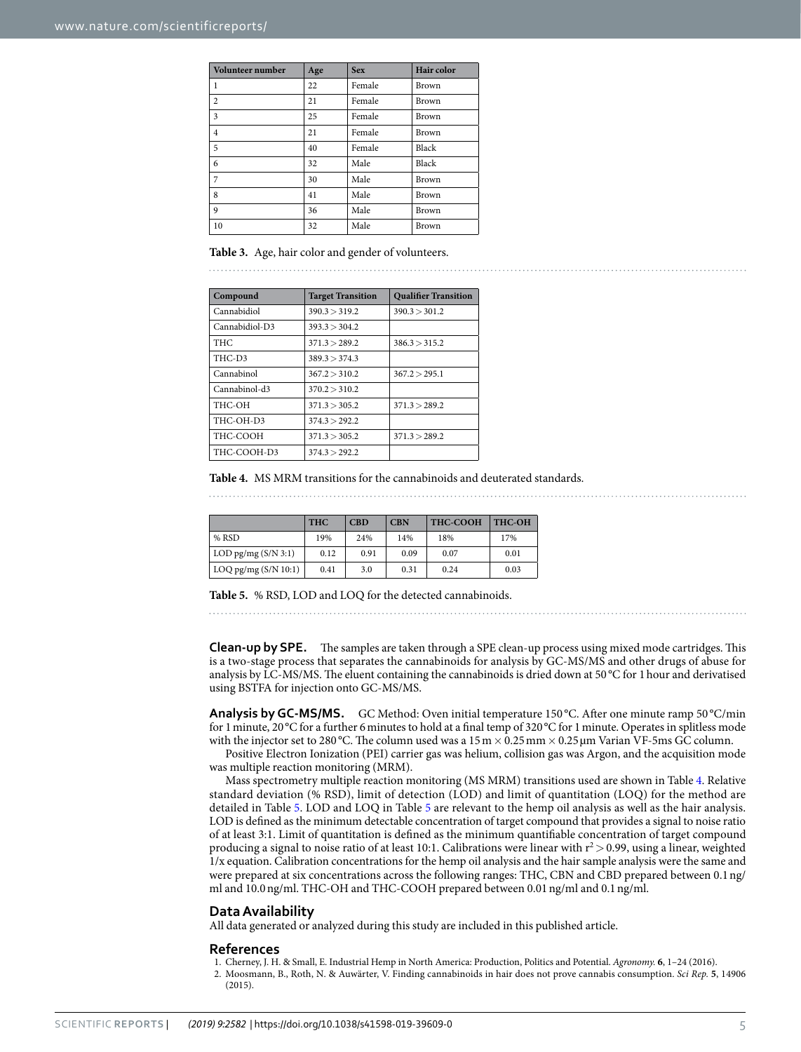| Volunteer number | Age | Sex | Hair color |
|---|---|---|---|
| 1 | 22 | Female | Brown |
| 2 | 21 | Female | Brown |
| 3 | 25 | Female | Brown |
| 4 | 21 | Female | Brown |
| 5 | 40 | Female | Black |
| 6 | 32 | Male | Black |
| 7 | 30 | Male | Brown |
| 8 | 41 | Male | Brown |
| 9 | 36 | Male | Brown |
| 10 | 32 | Male | Brown |

**Table 3.** Age, hair color and gender of volunteers.

| Compound | Target Transition | Qualifier Transition |
|---|---|---|
| Cannabidiol | 390.3 > 319.2 | 390.3 > 301.2 |
| Cannabidiol-D3 | 393.3 > 304.2 | |
| THC | 371.3 > 289.2 | 386.3 > 315.2 |
| THC-D3 | 389.3 > 374.3 | |
| Cannabinol | 367.2 > 310.2 | 367.2 > 295.1 |
| Cannabinol-d3 | 370.2 > 310.2 | |
| THC-OH | 371.3 > 305.2 | 371.3 > 289.2 |
| THC-OH-D3 | 374.3 > 292.2 | |
| THC-COOH | 371.3 > 305.2 | 371.3 > 289.2 |
| THC-COOH-D3 | 374.3 > 292.2 | |

**Table 4.** MS MRM transitions for the cannabinoids and deuterated standards.

| | THC | CBD | CBN | THC-COOH | THC-OH |
|---|---|---|---|---|---|
| % RSD | 19% | 24% | 14% | 18% | 17% |
| LOD pg/mg (S/N 3:1) | 0.12 | 0.91 | 0.09 | 0.07 | 0.01 |
| LOQ pg/mg (S/N 10:1) | 0.41 | 3.0 | 0.31 | 0.24 | 0.03 |

**Table 5.** % RSD, LOD and LOQ for the detected cannabinoids.

**Clean-up by SPE.** The samples are taken through a SPE clean-up process using mixed mode cartridges. This is a two-stage process that separates the cannabinoids for analysis by GC-MS/MS and other drugs of abuse for analysis by LC-MS/MS. The eluent containing the cannabinoids is dried down at 50 °C for 1 hour and derivatised using BSTFA for injection onto GC-MS/MS.

**Analysis by GC-MS/MS.** GC Method: Oven initial temperature 150 °C. After one minute ramp 50 °C/min for 1 minute, 20 °C for a further 6 minutes to hold at a final temp of 320 °C for 1 minute. Operates in splitless mode with the injector set to 280 °C. The column used was a 15 m × 0.25 mm × 0.25 µm Varian VF-5ms GC column.

Positive Electron Ionization (PEI) carrier gas was helium, collision gas was Argon, and the acquisition mode was multiple reaction monitoring (MRM).

Mass spectrometry multiple reaction monitoring (MS MRM) transitions used are shown in Table 4. Relative standard deviation (% RSD), limit of detection (LOD) and limit of quantitation (LOQ) for the method are detailed in Table 5. LOD and LOQ in Table 5 are relevant to the hemp oil analysis as well as the hair analysis. LOD is defined as the minimum detectable concentration of target compound that provides a signal to noise ratio of at least 3:1. Limit of quantitation is defined as the minimum quantifiable concentration of target compound producing a signal to noise ratio of at least 10:1. Calibrations were linear with $r^2 > 0.99$, using a linear, weighted 1/x equation. Calibration concentrations for the hemp oil analysis and the hair sample analysis were the same and were prepared at six concentrations across the following ranges: THC, CBN and CBD prepared between 0.1 ng/ml and 10.0 ng/ml. THC-OH and THC-COOH prepared between 0.01 ng/ml and 0.1 ng/ml.

## Data Availability

All data generated or analyzed during this study are included in this published article.

## References

1. Cherney, J. H. & Small, E. Industrial Hemp in North America: Production, Politics and Potential. *Agronomy.* **6**, 1–24 (2016).
2. Moosmann, B., Roth, N. & Auwärter, V. Finding cannabinoids in hair does not prove cannabis consumption. *Sci Rep.* **5**, 14906 (2015).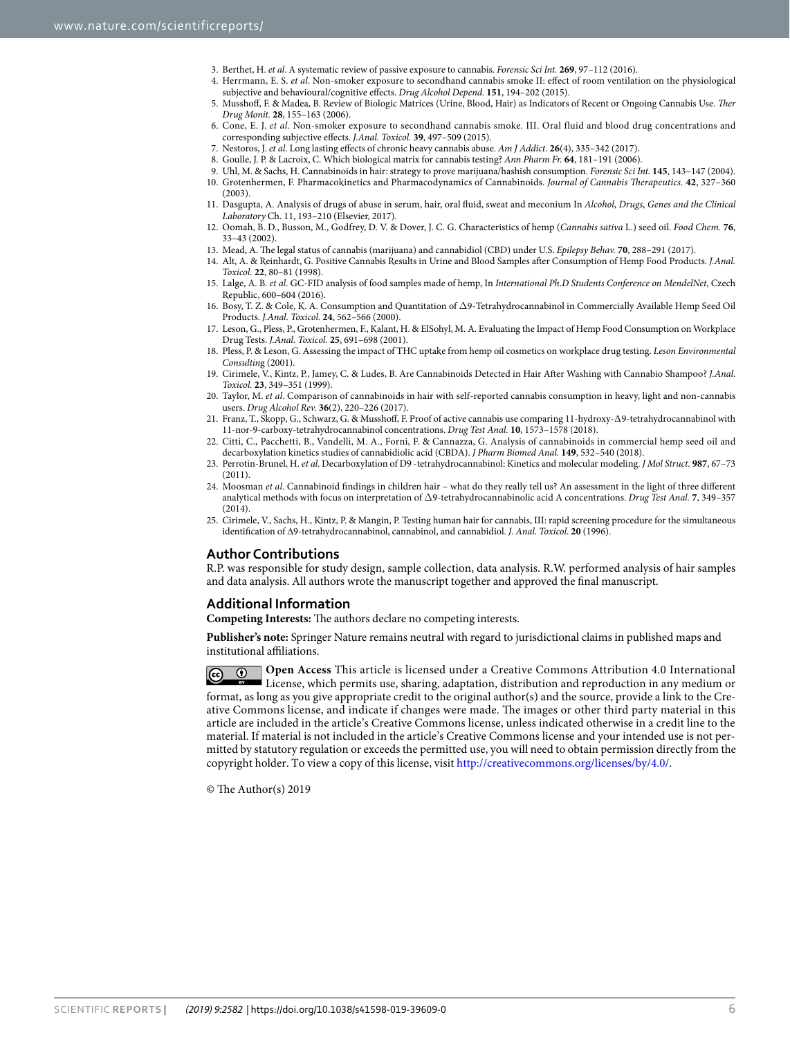3. Berthet, H. *et al*. A systematic review of passive exposure to cannabis. *Forensic Sci Int.* **269**, 97–112 (2016).
4. Herrmann, E. S. *et al*. Non-smoker exposure to secondhand cannabis smoke II: effect of room ventilation on the physiological subjective and behavioural/cognitive effects. *Drug Alcohol Depend.* **151**, 194–202 (2015).
5. Musshoff, F. & Madea, B. Review of Biologic Matrices (Urine, Blood, Hair) as Indicators of Recent or Ongoing Cannabis Use. *Ther Drug Monit.* **28**, 155–163 (2006).
6. Cone, E. J. *et al*. Non-smoker exposure to secondhand cannabis smoke. III. Oral fluid and blood drug concentrations and corresponding subjective effects. *J.Anal. Toxicol.* **39**, 497–509 (2015).
7. Nestoros, J. *et al*. Long lasting effects of chronic heavy cannabis abuse. *Am J Addict.* **26**(4), 335–342 (2017).
8. Goulle, J. P. & Lacroix, C. Which biological matrix for cannabis testing? *Ann Pharm Fr.* **64**, 181–191 (2006).
9. Uhl, M. & Sachs, H. Cannabinoids in hair: strategy to prove marijuana/hashish consumption. *Forensic Sci Int.* **145**, 143–147 (2004).
10. Grotenhermen, F. Pharmacokinetics and Pharmacodynamics of Cannabinoids. *Journal of Cannabis Therapeutics.* **42**, 327–360 (2003).
11. Dasgupta, A. Analysis of drugs of abuse in serum, hair, oral fluid, sweat and meconium In *Alcohol, Drugs, Genes and the Clinical Laboratory* Ch. 11, 193–210 (Elsevier, 2017).
12. Oomah, B. D., Busson, M., Godfrey, D. V. & Dover, J. C. G. Characteristics of hemp (*Cannabis sativa* L.) seed oil. *Food Chem.* **76**, 33–43 (2002).
13. Mead, A. The legal status of cannabis (marijuana) and cannabidiol (CBD) under U.S. *Epilepsy Behav.* **70**, 288–291 (2017).
14. Alt, A. & Reinhardt, G. Positive Cannabis Results in Urine and Blood Samples after Consumption of Hemp Food Products. *J.Anal. Toxicol.* **22**, 80–81 (1998).
15. Lalge, A. B. *et al*. GC-FID analysis of food samples made of hemp, In *International Ph.D Students Conference on MendelNet*, Czech Republic, 600–604 (2016).
16. Bosy, T. Z. & Cole, K. A. Consumption and Quantitation of Δ9-Tetrahydrocannabinol in Commercially Available Hemp Seed Oil Products. *J.Anal. Toxicol.* **24**, 562–566 (2000).
17. Leson, G., Pless, P., Grotenhermen, F., Kalant, H. & ElSohyl, M. A. Evaluating the Impact of Hemp Food Consumption on Workplace Drug Tests. *J.Anal. Toxicol.* **25**, 691–698 (2001).
18. Pless, P. & Leson, G. Assessing the impact of THC uptake from hemp oil cosmetics on workplace drug testing. *Leson Environmental Consulting* (2001).
19. Cirimele, V., Kintz, P., Jamey, C. & Ludes, B. Are Cannabinoids Detected in Hair After Washing with Cannabio Shampoo? *J.Anal. Toxicol.* **23**, 349–351 (1999).
20. Taylor, M. *et al*. Comparison of cannabinoids in hair with self-reported cannabis consumption in heavy, light and non-cannabis users. *Drug Alcohol Rev.* **36**(2), 220–226 (2017).
21. Franz, T., Skopp, G., Schwarz, G. & Musshoff, F. Proof of active cannabis use comparing 11-hydroxy-Δ9-tetrahydrocannabinol with 11-nor-9-carboxy-tetrahydrocannabinol concentrations. *Drug Test Anal.* **10**, 1573–1578 (2018).
22. Citti, C., Pacchetti, B., Vandelli, M. A., Forni, F. & Cannazza, G. Analysis of cannabinoids in commercial hemp seed oil and decarboxylation kinetics studies of cannabidiolic acid (CBDA). *J Pharm Biomed Anal.* **149**, 532–540 (2018).
23. Perrotin-Brunel, H. *et al*. Decarboxylation of D9 -tetrahydrocannabinol: Kinetics and molecular modeling. *J Mol Struct.* **987**, 67–73 (2011).
24. Moosman *et al*. Cannabinoid findings in children hair – what do they really tell us? An assessment in the light of three different analytical methods with focus on interpretation of Δ9-tetrahydrocannabinolic acid A concentrations. *Drug Test Anal.* **7**, 349–357 (2014).
25. Cirimele, V., Sachs, H., Kintz, P. & Mangin, P. Testing human hair for cannabis, III: rapid screening procedure for the simultaneous identification of Δ9-tetrahydrocannabinol, cannabinol, and cannabidiol. *J. Anal. Toxicol.* **20** (1996).

## Author Contributions

R.P. was responsible for study design, sample collection, data analysis. R.W. performed analysis of hair samples and data analysis. All authors wrote the manuscript together and approved the final manuscript.

## Additional Information

**Competing Interests:** The authors declare no competing interests.

**Publisher's note:** Springer Nature remains neutral with regard to jurisdictional claims in published maps and institutional affiliations.

**Open Access** This article is licensed under a Creative Commons Attribution 4.0 International License, which permits use, sharing, adaptation, distribution and reproduction in any medium or format, as long as you give appropriate credit to the original author(s) and the source, provide a link to the Creative Commons license, and indicate if changes were made. The images or other third party material in this article are included in the article's Creative Commons license, unless indicated otherwise in a credit line to the material. If material is not included in the article's Creative Commons license and your intended use is not permitted by statutory regulation or exceeds the permitted use, you will need to obtain permission directly from the copyright holder. To view a copy of this license, visit http://creativecommons.org/licenses/by/4.0/.

© The Author(s) 2019